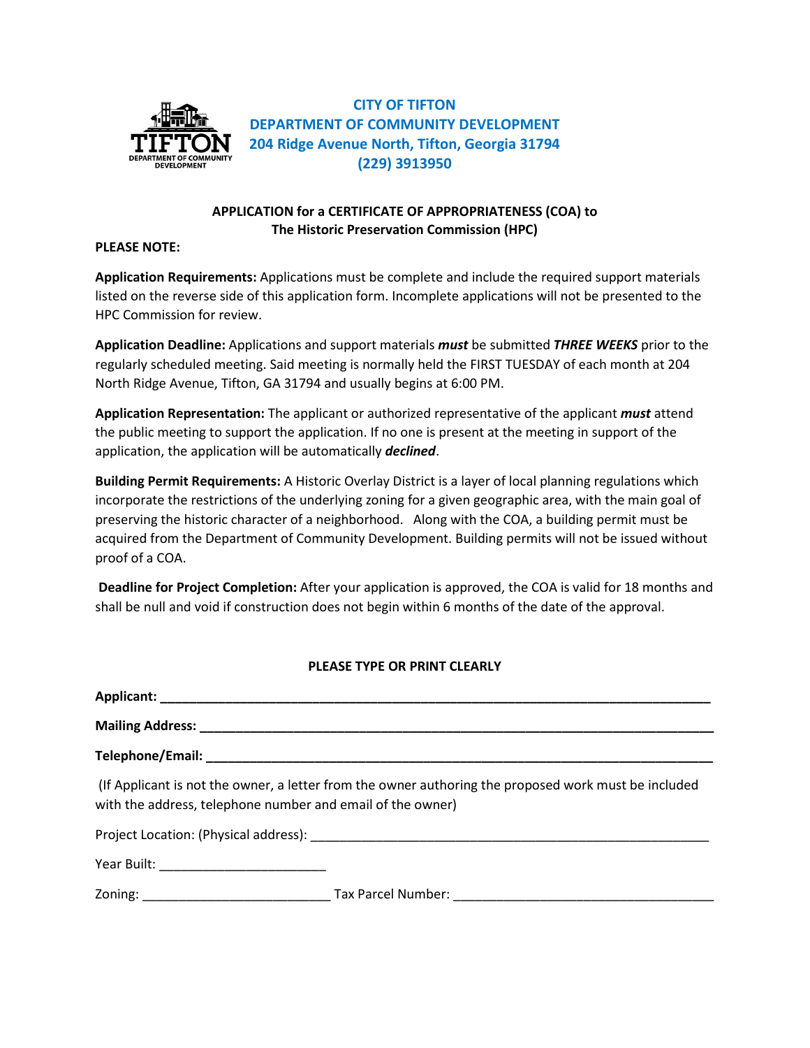**CITY OF TIFTON**
**DEPARTMENT OF COMMUNITY DEVELOPMENT**
**204 Ridge Avenue North, Tifton, Georgia 31794**
**(229) 3913950**

## APPLICATION for a CERTIFICATE OF APPROPRIATENESS (COA) to The Historic Preservation Commission (HPC)

**PLEASE NOTE:**

**Application Requirements:** Applications must be complete and include the required support materials listed on the reverse side of this application form. Incomplete applications will not be presented to the HPC Commission for review.

**Application Deadline:** Applications and support materials ***must*** be submitted ***THREE WEEKS*** prior to the regularly scheduled meeting. Said meeting is normally held the FIRST TUESDAY of each month at 204 North Ridge Avenue, Tifton, GA 31794 and usually begins at 6:00 PM.

**Application Representation:** The applicant or authorized representative of the applicant ***must*** attend the public meeting to support the application. If no one is present at the meeting in support of the application, the application will be automatically ***declined***.

**Building Permit Requirements:** A Historic Overlay District is a layer of local planning regulations which incorporate the restrictions of the underlying zoning for a given geographic area, with the main goal of preserving the historic character of a neighborhood. Along with the COA, a building permit must be acquired from the Department of Community Development. Building permits will not be issued without proof of a COA.

**Deadline for Project Completion:** After your application is approved, the COA is valid for 18 months and shall be null and void if construction does not begin within 6 months of the date of the approval.

**PLEASE TYPE OR PRINT CLEARLY**

**Applicant:** ______________________________________________________________________________

**Mailing Address:** _________________________________________________________________________

**Telephone/Email:** ________________________________________________________________________

(If Applicant is not the owner, a letter from the owner authoring the proposed work must be included with the address, telephone number and email of the owner)

Project Location: (Physical address): ______________________________________________________

Year Built: ______________________

Zoning: _________________________ Tax Parcel Number: __________________________________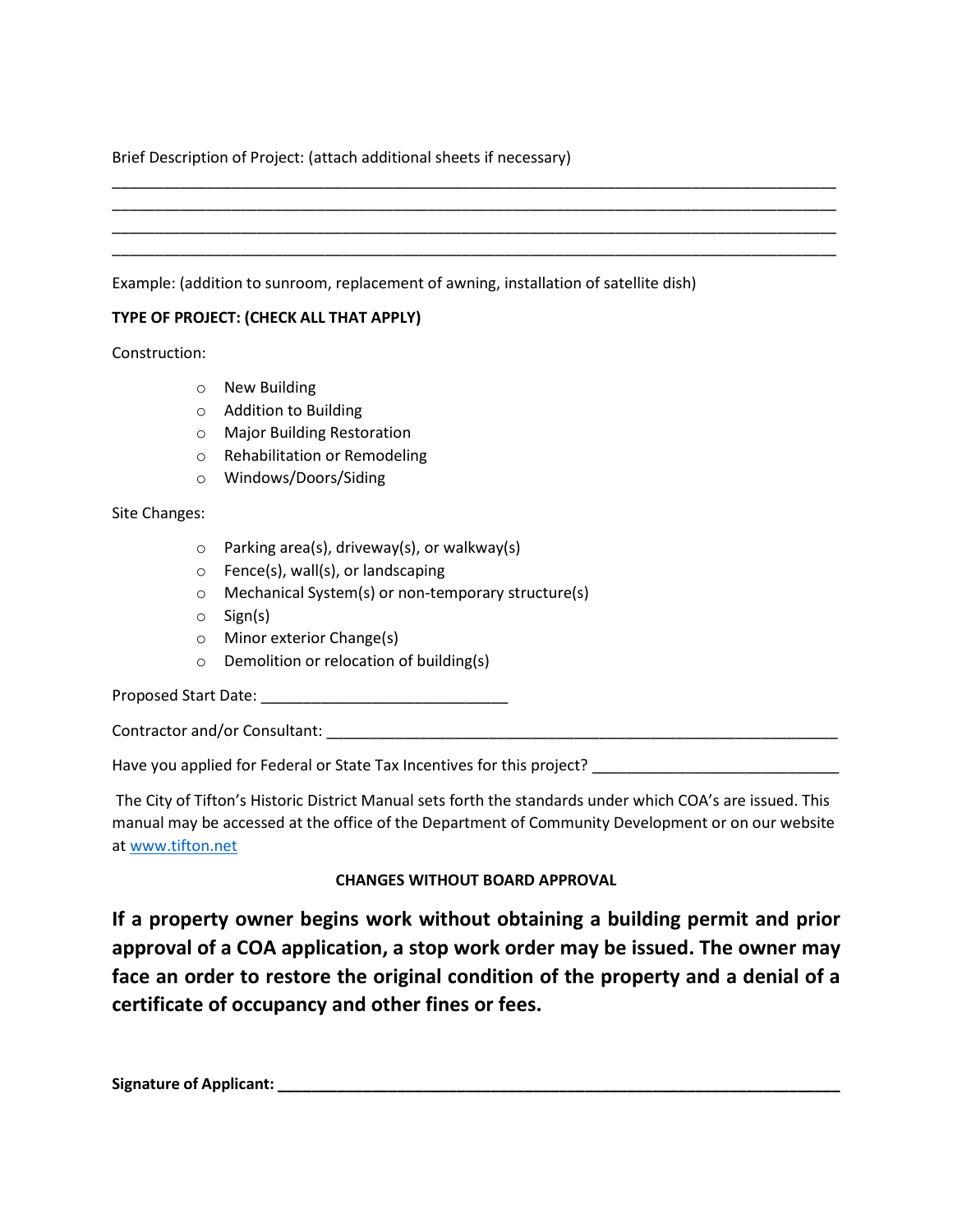Brief Description of Project: (attach additional sheets if necessary)

\_\_\_\_\_\_\_\_\_\_\_\_\_\_\_\_\_\_\_\_\_\_\_\_\_\_\_\_\_\_\_\_\_\_\_\_\_\_\_\_\_\_\_\_\_\_\_\_\_\_\_\_\_\_\_\_\_\_\_\_\_\_\_\_\_\_\_\_\_\_\_\_\_\_\_\_\_\_

\_\_\_\_\_\_\_\_\_\_\_\_\_\_\_\_\_\_\_\_\_\_\_\_\_\_\_\_\_\_\_\_\_\_\_\_\_\_\_\_\_\_\_\_\_\_\_\_\_\_\_\_\_\_\_\_\_\_\_\_\_\_\_\_\_\_\_\_\_\_\_\_\_\_\_\_\_\_

\_\_\_\_\_\_\_\_\_\_\_\_\_\_\_\_\_\_\_\_\_\_\_\_\_\_\_\_\_\_\_\_\_\_\_\_\_\_\_\_\_\_\_\_\_\_\_\_\_\_\_\_\_\_\_\_\_\_\_\_\_\_\_\_\_\_\_\_\_\_\_\_\_\_\_\_\_\_

\_\_\_\_\_\_\_\_\_\_\_\_\_\_\_\_\_\_\_\_\_\_\_\_\_\_\_\_\_\_\_\_\_\_\_\_\_\_\_\_\_\_\_\_\_\_\_\_\_\_\_\_\_\_\_\_\_\_\_\_\_\_\_\_\_\_\_\_\_\_\_\_\_\_\_\_\_\_

Example: (addition to sunroom, replacement of awning, installation of satellite dish)

**TYPE OF PROJECT: (CHECK ALL THAT APPLY)**

Construction:

- ○ New Building
- ○ Addition to Building
- ○ Major Building Restoration
- ○ Rehabilitation or Remodeling
- ○ Windows/Doors/Siding

Site Changes:

- ○ Parking area(s), driveway(s), or walkway(s)
- ○ Fence(s), wall(s), or landscaping
- ○ Mechanical System(s) or non-temporary structure(s)
- ○ Sign(s)
- ○ Minor exterior Change(s)
- ○ Demolition or relocation of building(s)

Proposed Start Date: \_\_\_\_\_\_\_\_\_\_\_\_\_\_\_\_\_\_\_\_\_\_\_\_\_\_\_\_

Contractor and/or Consultant: \_\_\_\_\_\_\_\_\_\_\_\_\_\_\_\_\_\_\_\_\_\_\_\_\_\_\_\_\_\_\_\_\_\_\_\_\_\_\_\_\_\_\_\_\_\_\_\_\_\_\_\_\_\_\_\_

Have you applied for Federal or State Tax Incentives for this project? \_\_\_\_\_\_\_\_\_\_\_\_\_\_\_\_\_\_\_\_\_\_\_\_\_\_\_\_

The City of Tifton's Historic District Manual sets forth the standards under which COA's are issued. This manual may be accessed at the office of the Department of Community Development or on our website at www.tifton.net

**CHANGES WITHOUT BOARD APPROVAL**

**If a property owner begins work without obtaining a building permit and prior approval of a COA application, a stop work order may be issued. The owner may face an order to restore the original condition of the property and a denial of a certificate of occupancy and other fines or fees.**

**Signature of Applicant: \_\_\_\_\_\_\_\_\_\_\_\_\_\_\_\_\_\_\_\_\_\_\_\_\_\_\_\_\_\_\_\_\_\_\_\_\_\_\_\_\_\_\_\_\_\_\_\_\_\_\_\_\_\_\_\_\_\_\_\_\_\_**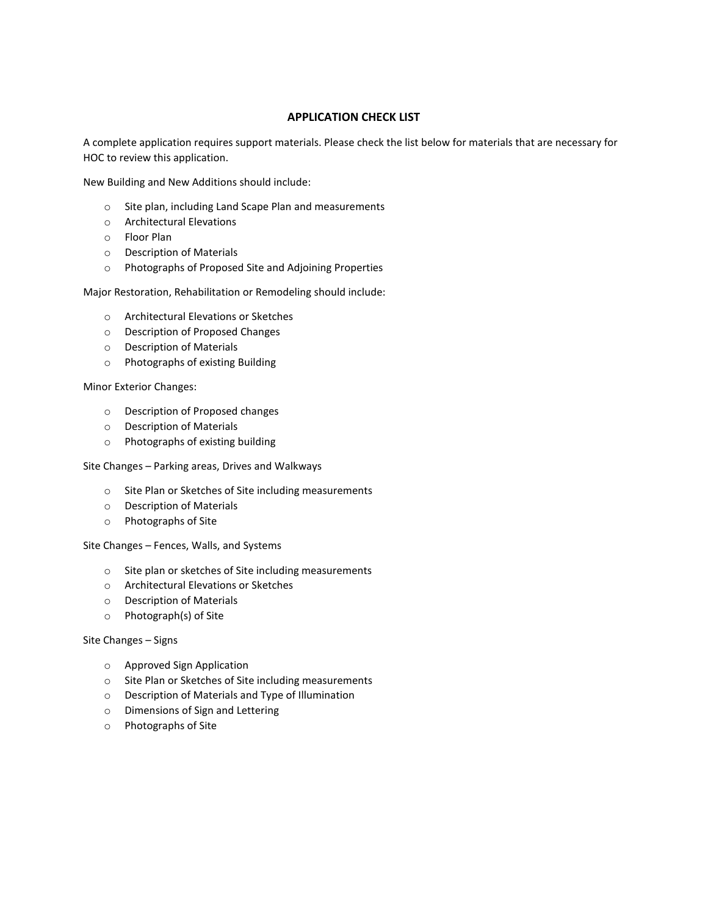## APPLICATION CHECK LIST

A complete application requires support materials. Please check the list below for materials that are necessary for HOC to review this application.

New Building and New Additions should include:

- Site plan, including Land Scape Plan and measurements
- Architectural Elevations
- Floor Plan
- Description of Materials
- Photographs of Proposed Site and Adjoining Properties

Major Restoration, Rehabilitation or Remodeling should include:

- Architectural Elevations or Sketches
- Description of Proposed Changes
- Description of Materials
- Photographs of existing Building

Minor Exterior Changes:

- Description of Proposed changes
- Description of Materials
- Photographs of existing building

Site Changes – Parking areas, Drives and Walkways

- Site Plan or Sketches of Site including measurements
- Description of Materials
- Photographs of Site

Site Changes – Fences, Walls, and Systems

- Site plan or sketches of Site including measurements
- Architectural Elevations or Sketches
- Description of Materials
- Photograph(s) of Site

Site Changes – Signs

- Approved Sign Application
- Site Plan or Sketches of Site including measurements
- Description of Materials and Type of Illumination
- Dimensions of Sign and Lettering
- Photographs of Site